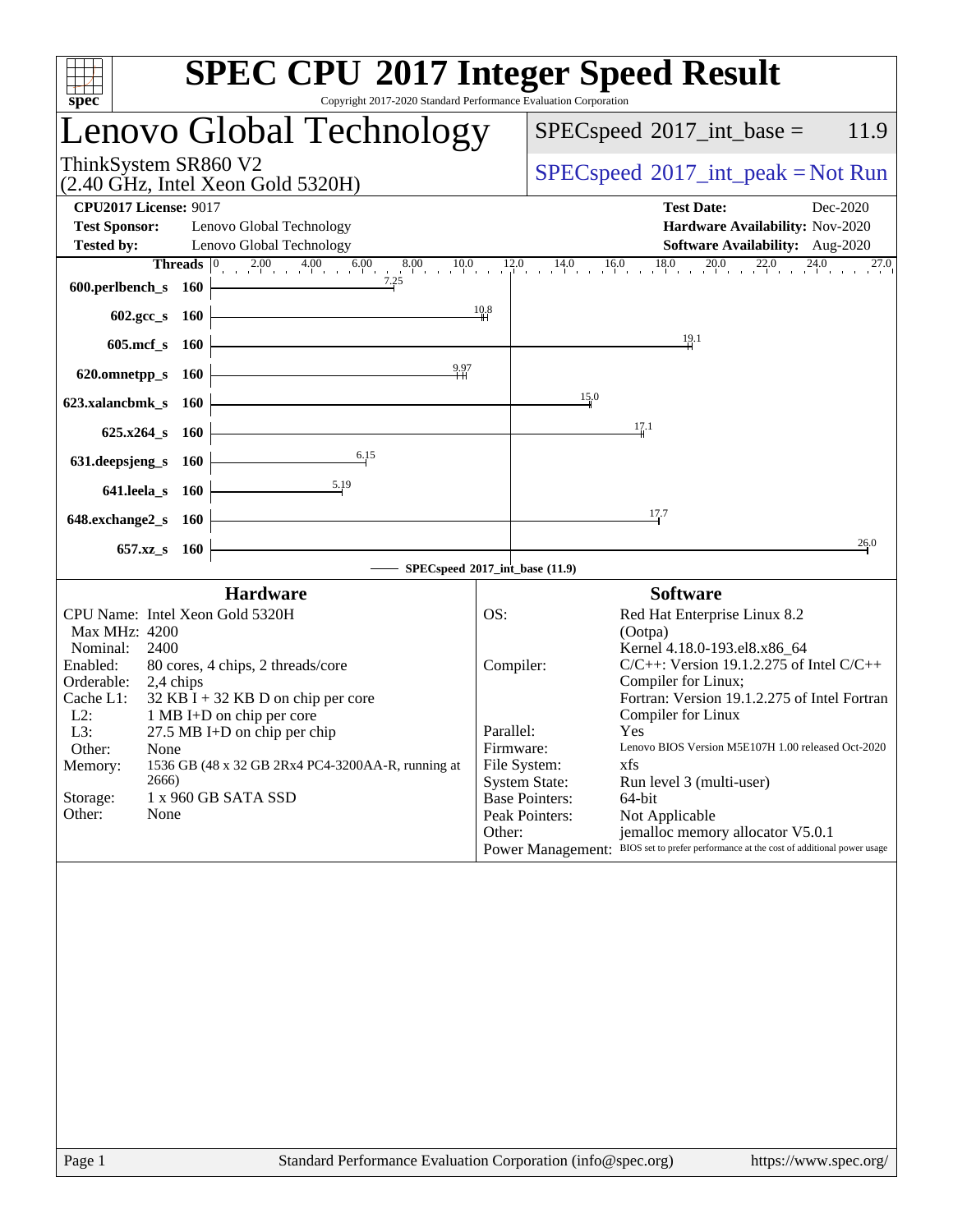# SPEC CPU 2017 Integer Speed Result

Copyright 2017-2020 Standard Performance Evaluation Corporation

## Lenovo Global Technology

ThinkSystem SR860 V2 (2.40 GHz, Intel Xeon Gold 5320H)

SPECspeed 2017_int_base = 11.9

SPECspeed 2017_int_peak = Not Run

**CPU2017 License:** 9017
**Test Sponsor:** Lenovo Global Technology
**Tested by:** Lenovo Global Technology

**Test Date:** Dec-2020
**Hardware Availability:** Nov-2020
**Software Availability:** Aug-2020

| Benchmark | Threads | Base |
|---|---|---|
| 600.perlbench_s | 160 | 7.25 |
| 602.gcc_s | 160 | 10.8 |
| 605.mcf_s | 160 | 19.1 |
| 620.omnetpp_s | 160 | 9.97 |
| 623.xalancbmk_s | 160 | 15.0 |
| 625.x264_s | 160 | 17.1 |
| 631.deepsjeng_s | 160 | 6.15 |
| 641.leela_s | 160 | 5.19 |
| 648.exchange2_s | 160 | 17.7 |
| 657.xz_s | 160 | 26.0 |

SPECspeed 2017_int_base (11.9)

### Hardware

| | |
|---|---|
| CPU Name: | Intel Xeon Gold 5320H |
| Max MHz: | 4200 |
| Nominal: | 2400 |
| Enabled: | 80 cores, 4 chips, 2 threads/core |
| Orderable: | 2,4 chips |
| Cache L1: | 32 KB I + 32 KB D on chip per core |
| L2: | 1 MB I+D on chip per core |
| L3: | 27.5 MB I+D on chip per chip |
| Other: | None |
| Memory: | 1536 GB (48 x 32 GB 2Rx4 PC4-3200AA-R, running at 2666) |
| Storage: | 1 x 960 GB SATA SSD |
| Other: | None |

### Software

| | |
|---|---|
| OS: | Red Hat Enterprise Linux 8.2 (Ootpa) Kernel 4.18.0-193.el8.x86_64 |
| Compiler: | C/C++: Version 19.1.2.275 of Intel C/C++ Compiler for Linux; Fortran: Version 19.1.2.275 of Intel Fortran Compiler for Linux |
| Parallel: | Yes |
| Firmware: | Lenovo BIOS Version M5E107H 1.00 released Oct-2020 |
| File System: | xfs |
| System State: | Run level 3 (multi-user) |
| Base Pointers: | 64-bit |
| Peak Pointers: | Not Applicable |
| Other: | jemalloc memory allocator V5.0.1 |
| Power Management: | BIOS set to prefer performance at the cost of additional power usage |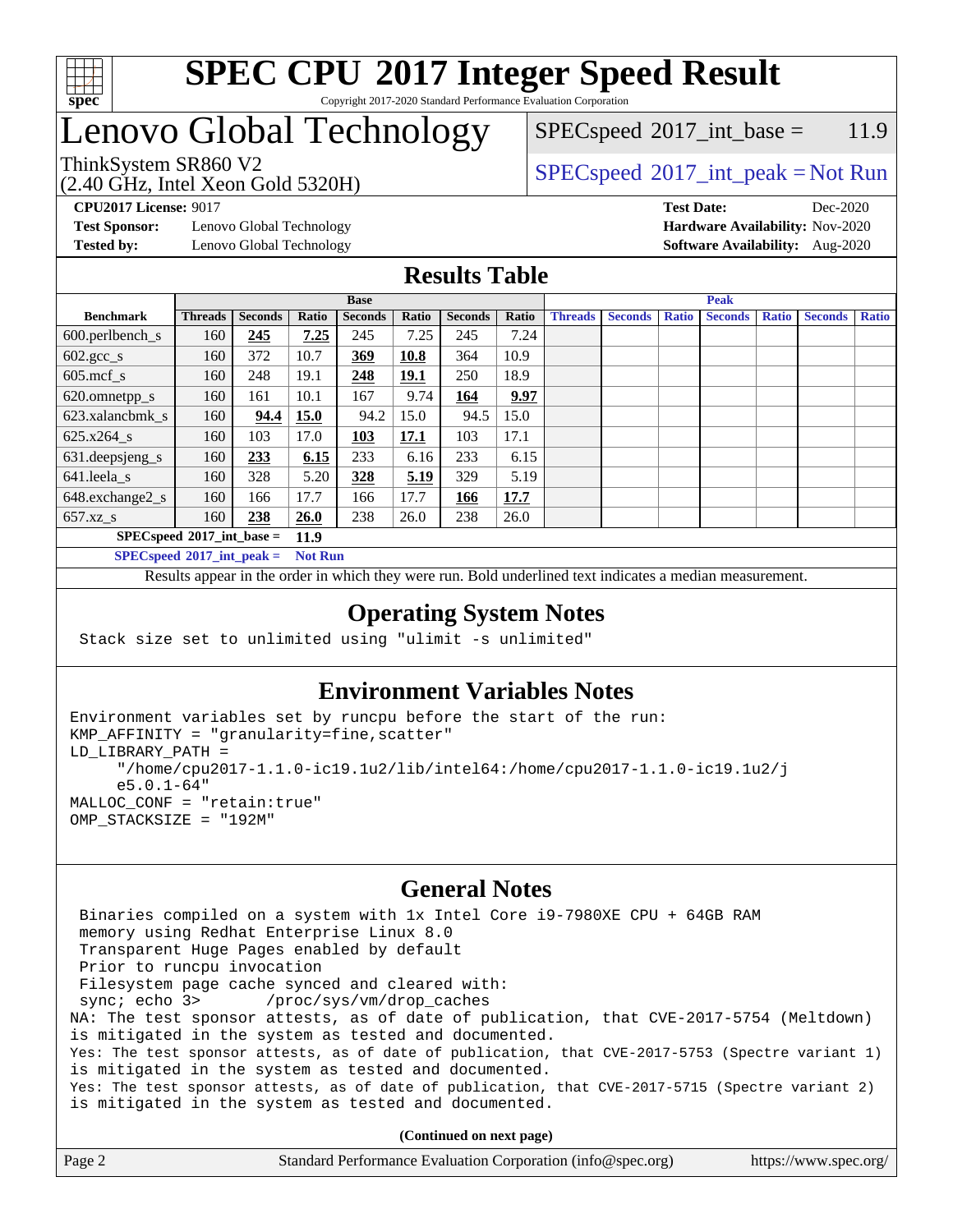# SPEC CPU 2017 Integer Speed Result

Copyright 2017-2020 Standard Performance Evaluation Corporation

# Lenovo Global Technology

ThinkSystem SR860 V2
(2.40 GHz, Intel Xeon Gold 5320H)

SPECspeed 2017_int_base = 11.9

SPECspeed 2017_int_peak = Not Run

**CPU2017 License:** 9017
**Test Sponsor:** Lenovo Global Technology
**Tested by:** Lenovo Global Technology

**Test Date:** Dec-2020
**Hardware Availability:** Nov-2020
**Software Availability:** Aug-2020

## Results Table

| | Base | | | | | | | Peak | | | | | | |
|---|---|---|---|---|---|---|---|---|---|---|---|---|---|---|
| **Benchmark** | **Threads** | **Seconds** | **Ratio** | **Seconds** | **Ratio** | **Seconds** | **Ratio** | **Threads** | **Seconds** | **Ratio** | **Seconds** | **Ratio** | **Seconds** | **Ratio** |
| 600.perlbench_s | 160 | **245** | **7.25** | 245 | 7.25 | 245 | 7.24 | | | | | | | |
| 602.gcc_s | 160 | 372 | 10.7 | **369** | **10.8** | 364 | 10.9 | | | | | | | |
| 605.mcf_s | 160 | 248 | 19.1 | **248** | **19.1** | 250 | 18.9 | | | | | | | |
| 620.omnetpp_s | 160 | 161 | 10.1 | 167 | 9.74 | **164** | **9.97** | | | | | | | |
| 623.xalancbmk_s | 160 | **94.4** | **15.0** | 94.2 | 15.0 | 94.5 | 15.0 | | | | | | | |
| 625.x264_s | 160 | 103 | 17.0 | **103** | **17.1** | 103 | 17.1 | | | | | | | |
| 631.deepsjeng_s | 160 | **233** | **6.15** | 233 | 6.16 | 233 | 6.15 | | | | | | | |
| 641.leela_s | 160 | 328 | 5.20 | **328** | **5.19** | 329 | 5.19 | | | | | | | |
| 648.exchange2_s | 160 | 166 | 17.7 | 166 | 17.7 | **166** | **17.7** | | | | | | | |
| 657.xz_s | 160 | **238** | **26.0** | 238 | 26.0 | 238 | 26.0 | | | | | | | |

**SPECspeed 2017_int_base = 11.9**

**SPECspeed 2017_int_peak = Not Run**

Results appear in the order in which they were run. Bold underlined text indicates a median measurement.

## Operating System Notes

```
Stack size set to unlimited using "ulimit -s unlimited"
```

## Environment Variables Notes

```
Environment variables set by runcpu before the start of the run:
KMP_AFFINITY = "granularity=fine,scatter"
LD_LIBRARY_PATH =
     "/home/cpu2017-1.1.0-ic19.1u2/lib/intel64:/home/cpu2017-1.1.0-ic19.1u2/j
     e5.0.1-64"
MALLOC_CONF = "retain:true"
OMP_STACKSIZE = "192M"
```

## General Notes

```
 Binaries compiled on a system with 1x Intel Core i9-7980XE CPU + 64GB RAM
 memory using Redhat Enterprise Linux 8.0
 Transparent Huge Pages enabled by default
 Prior to runcpu invocation
 Filesystem page cache synced and cleared with:
 sync; echo 3>       /proc/sys/vm/drop_caches
NA: The test sponsor attests, as of date of publication, that CVE-2017-5754 (Meltdown)
is mitigated in the system as tested and documented.
Yes: The test sponsor attests, as of date of publication, that CVE-2017-5753 (Spectre variant 1)
is mitigated in the system as tested and documented.
Yes: The test sponsor attests, as of date of publication, that CVE-2017-5715 (Spectre variant 2)
is mitigated in the system as tested and documented.
```

**(Continued on next page)**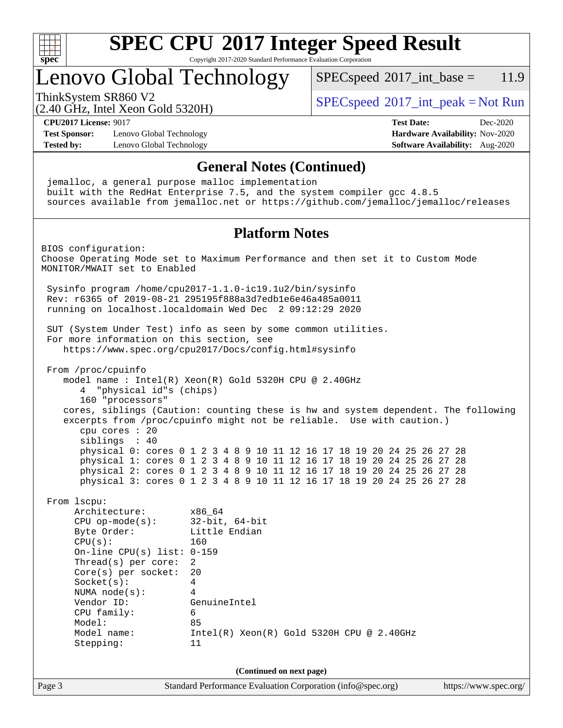# SPEC CPU 2017 Integer Speed Result

Copyright 2017-2020 Standard Performance Evaluation Corporation

## Lenovo Global Technology

ThinkSystem SR860 V2
(2.40 GHz, Intel Xeon Gold 5320H)

SPECspeed 2017_int_base = 11.9

SPECspeed 2017_int_peak = Not Run

**CPU2017 License:** 9017
**Test Sponsor:** Lenovo Global Technology
**Tested by:** Lenovo Global Technology

**Test Date:** Dec-2020
**Hardware Availability:** Nov-2020
**Software Availability:** Aug-2020

### General Notes (Continued)

```
jemalloc, a general purpose malloc implementation
built with the RedHat Enterprise 7.5, and the system compiler gcc 4.8.5
sources available from jemalloc.net or https://github.com/jemalloc/jemalloc/releases
```

### Platform Notes

```
BIOS configuration:
Choose Operating Mode set to Maximum Performance and then set it to Custom Mode
MONITOR/MWAIT set to Enabled

 Sysinfo program /home/cpu2017-1.1.0-ic19.1u2/bin/sysinfo
 Rev: r6365 of 2019-08-21 295195f888a3d7edb1e6e46a485a0011
 running on localhost.localdomain Wed Dec  2 09:12:29 2020

 SUT (System Under Test) info as seen by some common utilities.
 For more information on this section, see
    https://www.spec.org/cpu2017/Docs/config.html#sysinfo

 From /proc/cpuinfo
    model name : Intel(R) Xeon(R) Gold 5320H CPU @ 2.40GHz
       4  "physical id"s (chips)
       160 "processors"
    cores, siblings (Caution: counting these is hw and system dependent. The following
    excerpts from /proc/cpuinfo might not be reliable.  Use with caution.)
       cpu cores : 20
       siblings  : 40
       physical 0: cores 0 1 2 3 4 8 9 10 11 12 16 17 18 19 20 24 25 26 27 28
       physical 1: cores 0 1 2 3 4 8 9 10 11 12 16 17 18 19 20 24 25 26 27 28
       physical 2: cores 0 1 2 3 4 8 9 10 11 12 16 17 18 19 20 24 25 26 27 28
       physical 3: cores 0 1 2 3 4 8 9 10 11 12 16 17 18 19 20 24 25 26 27 28

 From lscpu:
      Architecture:        x86_64
      CPU op-mode(s):      32-bit, 64-bit
      Byte Order:          Little Endian
      CPU(s):              160
      On-line CPU(s) list: 0-159
      Thread(s) per core:  2
      Core(s) per socket:  20
      Socket(s):           4
      NUMA node(s):        4
      Vendor ID:           GenuineIntel
      CPU family:          6
      Model:               85
      Model name:          Intel(R) Xeon(R) Gold 5320H CPU @ 2.40GHz
      Stepping:            11
```

(Continued on next page)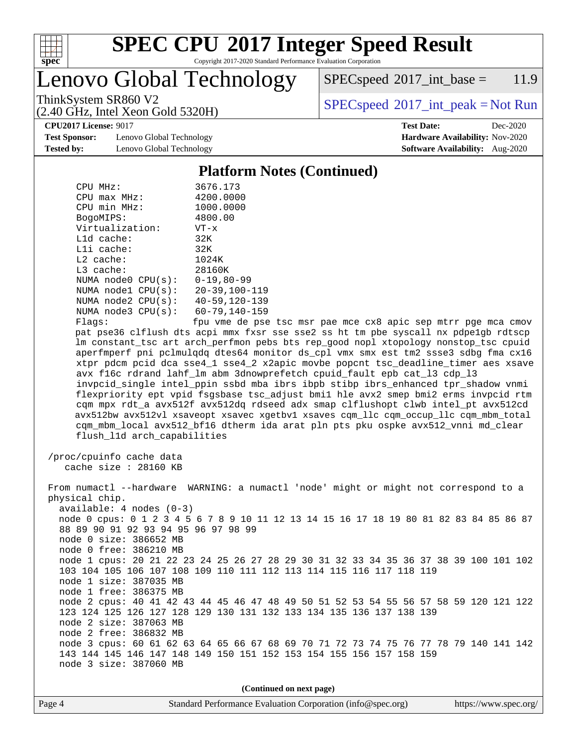# SPEC CPU 2017 Integer Speed Result

Copyright 2017-2020 Standard Performance Evaluation Corporation

## Lenovo Global Technology

ThinkSystem SR860 V2
(2.40 GHz, Intel Xeon Gold 5320H)

SPECspeed 2017_int_base = 11.9

SPECspeed 2017_int_peak = Not Run

**CPU2017 License:** 9017
**Test Sponsor:** Lenovo Global Technology
**Tested by:** Lenovo Global Technology

**Test Date:** Dec-2020
**Hardware Availability:** Nov-2020
**Software Availability:** Aug-2020

### Platform Notes (Continued)

```
    CPU MHz:               3676.173
    CPU max MHz:           4200.0000
    CPU min MHz:           1000.0000
    BogoMIPS:              4800.00
    Virtualization:        VT-x
    L1d cache:             32K
    L1i cache:             32K
    L2 cache:              1024K
    L3 cache:              28160K
    NUMA node0 CPU(s):     0-19,80-99
    NUMA node1 CPU(s):     20-39,100-119
    NUMA node2 CPU(s):     40-59,120-139
    NUMA node3 CPU(s):     60-79,140-159
    Flags:                 fpu vme de pse tsc msr pae mce cx8 apic sep mtrr pge mca cmov
    pat pse36 clflush dts acpi mmx fxsr sse sse2 ss ht tm pbe syscall nx pdpe1gb rdtscp
    lm constant_tsc art arch_perfmon pebs bts rep_good nopl xtopology nonstop_tsc cpuid
    aperfmperf pni pclmulqdq dtes64 monitor ds_cpl vmx smx est tm2 ssse3 sdbg fma cx16
    xtpr pdcm pcid dca sse4_1 sse4_2 x2apic movbe popcnt tsc_deadline_timer aes xsave
    avx f16c rdrand lahf_lm abm 3dnowprefetch cpuid_fault epb cat_l3 cdp_l3
    invpcid_single intel_ppin ssbd mba ibrs ibpb stibp ibrs_enhanced tpr_shadow vnmi
    flexpriority ept vpid fsgsbase tsc_adjust bmi1 hle avx2 smep bmi2 erms invpcid rtm
    cqm mpx rdt_a avx512f avx512dq rdseed adx smap clflushopt clwb intel_pt avx512cd
    avx512bw avx512vl xsaveopt xsavec xgetbv1 xsaves cqm_llc cqm_occup_llc cqm_mbm_total
    cqm_mbm_local avx512_bf16 dtherm ida arat pln pts pku ospke avx512_vnni md_clear
    flush_l1d arch_capabilities

 /proc/cpuinfo cache data
    cache size : 28160 KB

 From numactl --hardware  WARNING: a numactl 'node' might or might not correspond to a
 physical chip.
   available: 4 nodes (0-3)
   node 0 cpus: 0 1 2 3 4 5 6 7 8 9 10 11 12 13 14 15 16 17 18 19 80 81 82 83 84 85 86 87
   88 89 90 91 92 93 94 95 96 97 98 99
   node 0 size: 386652 MB
   node 0 free: 386210 MB
   node 1 cpus: 20 21 22 23 24 25 26 27 28 29 30 31 32 33 34 35 36 37 38 39 100 101 102
   103 104 105 106 107 108 109 110 111 112 113 114 115 116 117 118 119
   node 1 size: 387035 MB
   node 1 free: 386375 MB
   node 2 cpus: 40 41 42 43 44 45 46 47 48 49 50 51 52 53 54 55 56 57 58 59 120 121 122
   123 124 125 126 127 128 129 130 131 132 133 134 135 136 137 138 139
   node 2 size: 387063 MB
   node 2 free: 386832 MB
   node 3 cpus: 60 61 62 63 64 65 66 67 68 69 70 71 72 73 74 75 76 77 78 79 140 141 142
   143 144 145 146 147 148 149 150 151 152 153 154 155 156 157 158 159
   node 3 size: 387060 MB
```

**(Continued on next page)**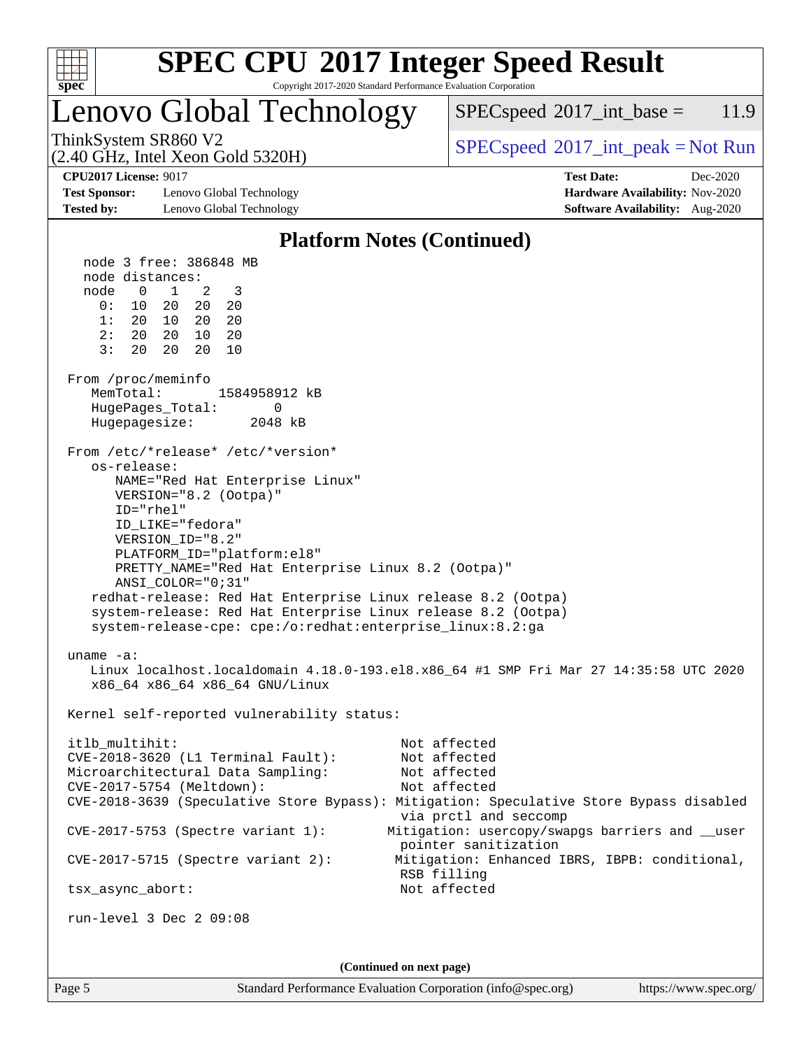## Platform Notes (Continued)

```
   node 3 free: 386848 MB
   node distances:
   node   0   1   2   3
     0:  10  20  20  20
     1:  20  10  20  20
     2:  20  20  10  20
     3:  20  20  20  10

 From /proc/meminfo
    MemTotal:       1584958912 kB
    HugePages_Total:       0
    Hugepagesize:       2048 kB

 From /etc/*release* /etc/*version*
    os-release:
       NAME="Red Hat Enterprise Linux"
       VERSION="8.2 (Ootpa)"
       ID="rhel"
       ID_LIKE="fedora"
       VERSION_ID="8.2"
       PLATFORM_ID="platform:el8"
       PRETTY_NAME="Red Hat Enterprise Linux 8.2 (Ootpa)"
       ANSI_COLOR="0;31"
    redhat-release: Red Hat Enterprise Linux release 8.2 (Ootpa)
    system-release: Red Hat Enterprise Linux release 8.2 (Ootpa)
    system-release-cpe: cpe:/o:redhat:enterprise_linux:8.2:ga

 uname -a:
    Linux localhost.localdomain 4.18.0-193.el8.x86_64 #1 SMP Fri Mar 27 14:35:58 UTC 2020
    x86_64 x86_64 x86_64 GNU/Linux

 Kernel self-reported vulnerability status:

 itlb_multihit:                                         Not affected
 CVE-2018-3620 (L1 Terminal Fault):                     Not affected
 Microarchitectural Data Sampling:                      Not affected
 CVE-2017-5754 (Meltdown):                              Not affected
 CVE-2018-3639 (Speculative Store Bypass): Mitigation: Speculative Store Bypass disabled
                                                        via prctl and seccomp
 CVE-2017-5753 (Spectre variant 1):                    Mitigation: usercopy/swapgs barriers and __user
                                                        pointer sanitization
 CVE-2017-5715 (Spectre variant 2):                     Mitigation: Enhanced IBRS, IBPB: conditional,
                                                        RSB filling
 tsx_async_abort:                                       Not affected

 run-level 3 Dec 2 09:08
```

**(Continued on next page)**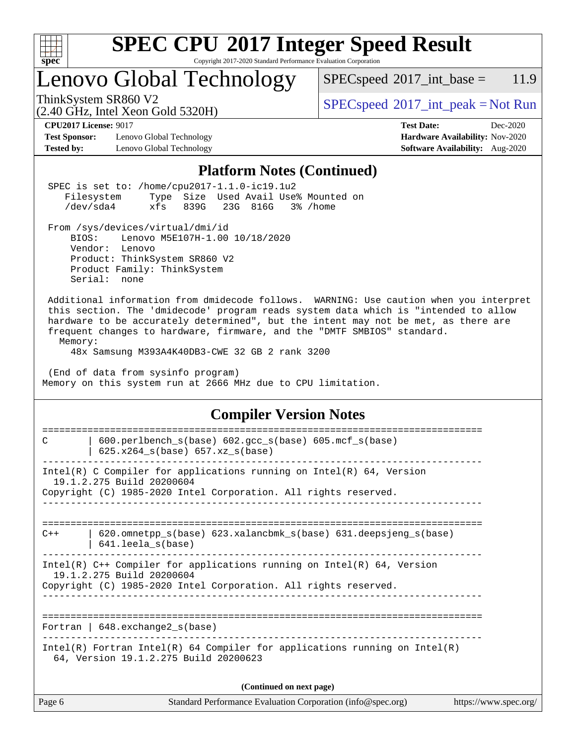# SPEC CPU 2017 Integer Speed Result

Copyright 2017-2020 Standard Performance Evaluation Corporation

## Lenovo Global Technology

ThinkSystem SR860 V2
(2.40 GHz, Intel Xeon Gold 5320H)

SPECspeed 2017_int_base = 11.9

SPECspeed 2017_int_peak = Not Run

**CPU2017 License:** 9017
**Test Sponsor:** Lenovo Global Technology
**Tested by:** Lenovo Global Technology

**Test Date:** Dec-2020
**Hardware Availability:** Nov-2020
**Software Availability:** Aug-2020

## Platform Notes (Continued)

```
 SPEC is set to: /home/cpu2017-1.1.0-ic19.1u2
    Filesystem     Type  Size  Used Avail Use% Mounted on
    /dev/sda4      xfs   839G   23G  816G   3% /home

 From /sys/devices/virtual/dmi/id
     BIOS:    Lenovo M5E107H-1.00 10/18/2020
     Vendor:  Lenovo
     Product: ThinkSystem SR860 V2
     Product Family: ThinkSystem
     Serial:  none

 Additional information from dmidecode follows.  WARNING: Use caution when you interpret
 this section. The 'dmidecode' program reads system data which is "intended to allow
 hardware to be accurately determined", but the intent may not be met, as there are
 frequent changes to hardware, firmware, and the "DMTF SMBIOS" standard.
   Memory:
     48x Samsung M393A4K40DB3-CWE 32 GB 2 rank 3200

 (End of data from sysinfo program)
Memory on this system run at 2666 MHz due to CPU limitation.
```

## Compiler Version Notes

```
==============================================================================
C       | 600.perlbench_s(base) 602.gcc_s(base) 605.mcf_s(base)
        | 625.x264_s(base) 657.xz_s(base)
------------------------------------------------------------------------------
Intel(R) C Compiler for applications running on Intel(R) 64, Version
  19.1.2.275 Build 20200604
Copyright (C) 1985-2020 Intel Corporation. All rights reserved.
------------------------------------------------------------------------------

==============================================================================
C++     | 620.omnetpp_s(base) 623.xalancbmk_s(base) 631.deepsjeng_s(base)
        | 641.leela_s(base)
------------------------------------------------------------------------------
Intel(R) C++ Compiler for applications running on Intel(R) 64, Version
  19.1.2.275 Build 20200604
Copyright (C) 1985-2020 Intel Corporation. All rights reserved.
------------------------------------------------------------------------------

==============================================================================
Fortran | 648.exchange2_s(base)
------------------------------------------------------------------------------
Intel(R) Fortran Intel(R) 64 Compiler for applications running on Intel(R)
  64, Version 19.1.2.275 Build 20200623
```

**(Continued on next page)**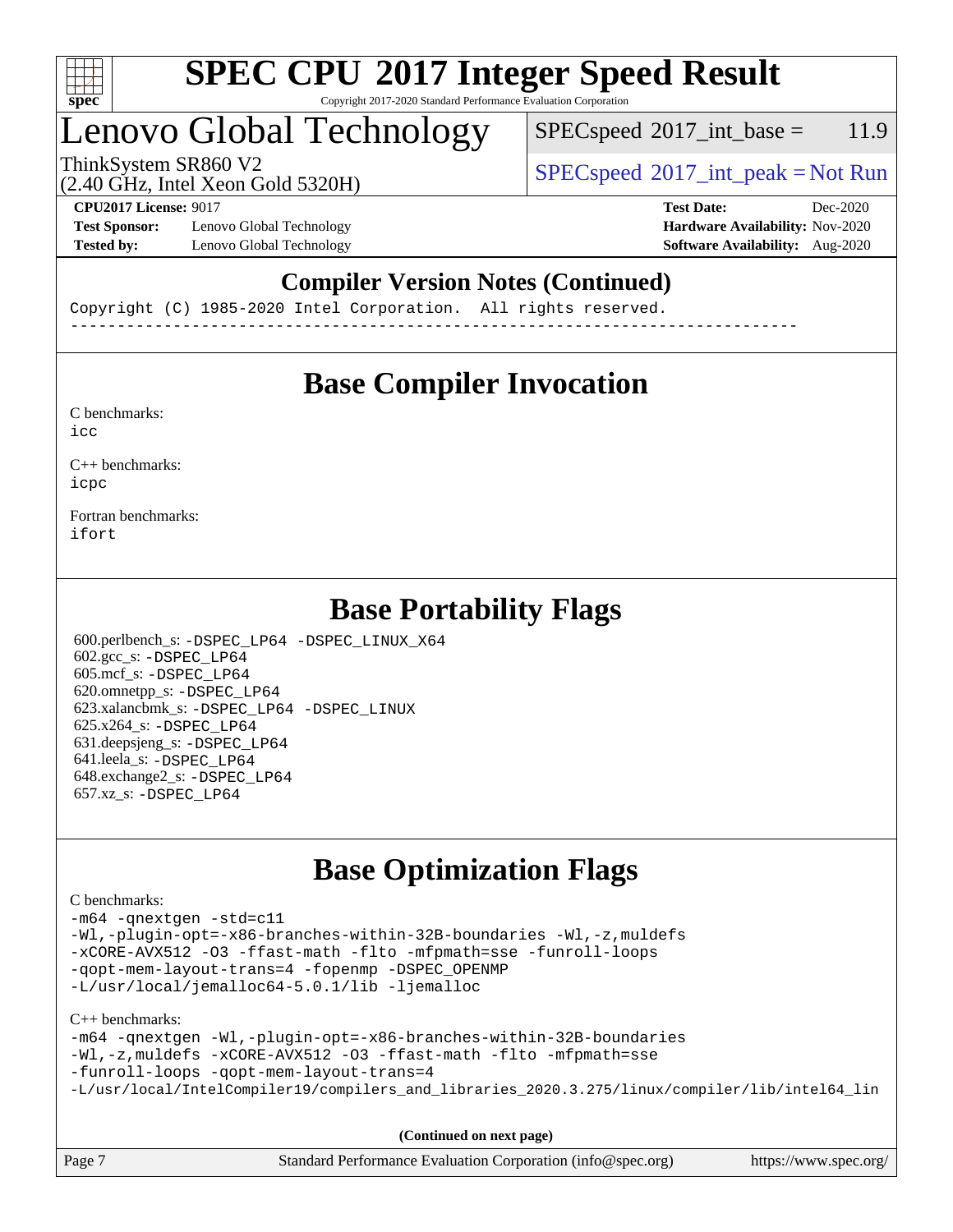## Compiler Version Notes (Continued)

```
Copyright (C) 1985-2020 Intel Corporation.  All rights reserved.
------------------------------------------------------------------------------
```

## Base Compiler Invocation

C benchmarks:
```
icc
```

C++ benchmarks:
```
icpc
```

Fortran benchmarks:
```
ifort
```

## Base Portability Flags

600.perlbench_s: -DSPEC_LP64 -DSPEC_LINUX_X64
602.gcc_s: -DSPEC_LP64
605.mcf_s: -DSPEC_LP64
620.omnetpp_s: -DSPEC_LP64
623.xalancbmk_s: -DSPEC_LP64 -DSPEC_LINUX
625.x264_s: -DSPEC_LP64
631.deepsjeng_s: -DSPEC_LP64
641.leela_s: -DSPEC_LP64
648.exchange2_s: -DSPEC_LP64
657.xz_s: -DSPEC_LP64

## Base Optimization Flags

C benchmarks:
```
-m64 -qnextgen -std=c11
-Wl,-plugin-opt=-x86-branches-within-32B-boundaries -Wl,-z,muldefs
-xCORE-AVX512 -O3 -ffast-math -flto -mfpmath=sse -funroll-loops
-qopt-mem-layout-trans=4 -fopenmp -DSPEC_OPENMP
-L/usr/local/jemalloc64-5.0.1/lib -ljemalloc
```

C++ benchmarks:
```
-m64 -qnextgen -Wl,-plugin-opt=-x86-branches-within-32B-boundaries
-Wl,-z,muldefs -xCORE-AVX512 -O3 -ffast-math -flto -mfpmath=sse
-funroll-loops -qopt-mem-layout-trans=4
-L/usr/local/IntelCompiler19/compilers_and_libraries_2020.3.275/linux/compiler/lib/intel64_lin
```

**(Continued on next page)**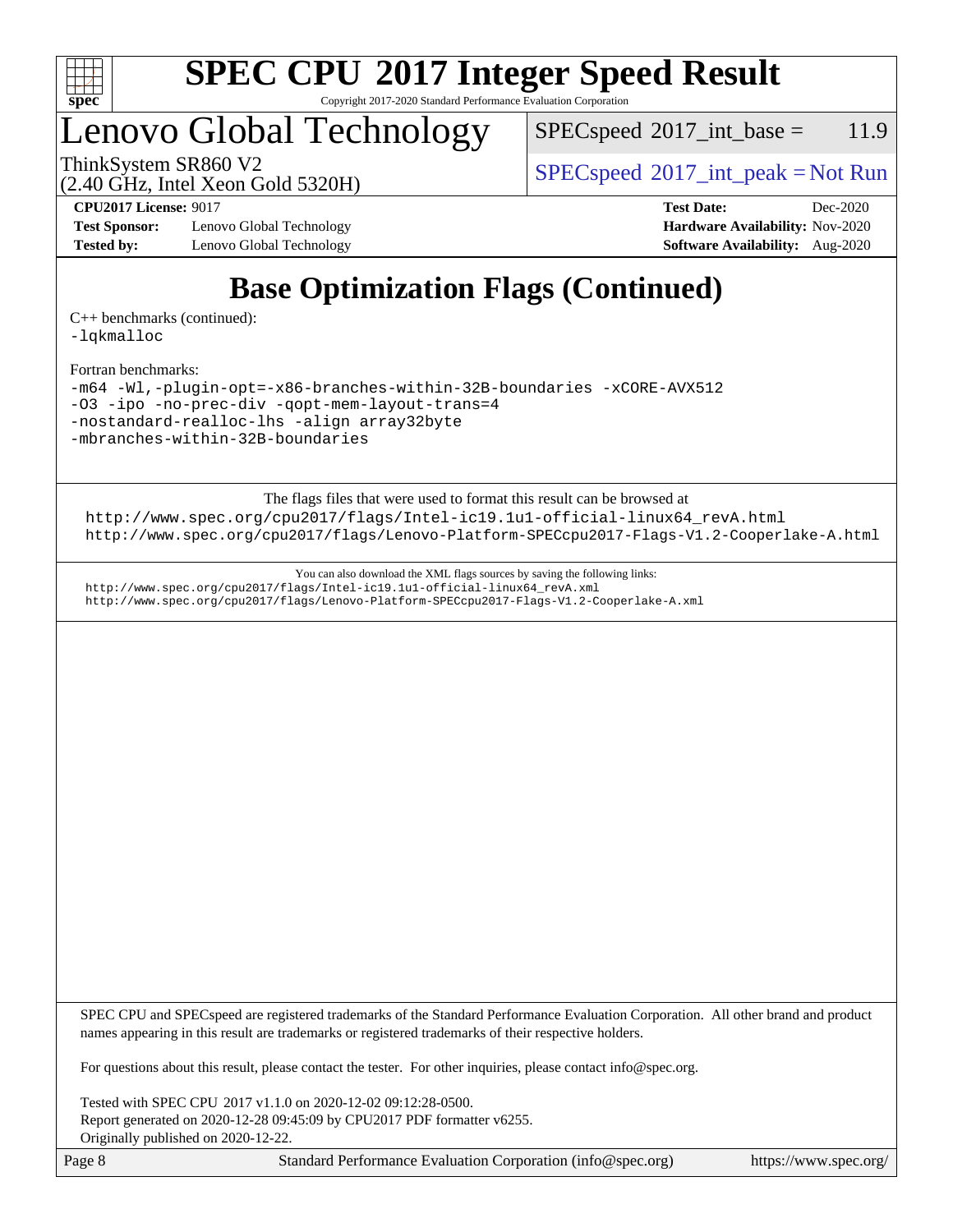# Base Optimization Flags (Continued)

C++ benchmarks (continued):

-lqkmalloc

Fortran benchmarks:

-m64 -Wl,-plugin-opt=-x86-branches-within-32B-boundaries -xCORE-AVX512
-O3 -ipo -no-prec-div -qopt-mem-layout-trans=4
-nostandard-realloc-lhs -align array32byte
-mbranches-within-32B-boundaries

The flags files that were used to format this result can be browsed at

http://www.spec.org/cpu2017/flags/Intel-ic19.1u1-official-linux64_revA.html
http://www.spec.org/cpu2017/flags/Lenovo-Platform-SPECcpu2017-Flags-V1.2-Cooperlake-A.html

You can also download the XML flags sources by saving the following links:

http://www.spec.org/cpu2017/flags/Intel-ic19.1u1-official-linux64_revA.xml
http://www.spec.org/cpu2017/flags/Lenovo-Platform-SPECcpu2017-Flags-V1.2-Cooperlake-A.xml

SPEC CPU and SPECspeed are registered trademarks of the Standard Performance Evaluation Corporation. All other brand and product names appearing in this result are trademarks or registered trademarks of their respective holders.

For questions about this result, please contact the tester. For other inquiries, please contact info@spec.org.

Tested with SPEC CPU 2017 v1.1.0 on 2020-12-02 09:12:28-0500.
Report generated on 2020-12-28 09:45:09 by CPU2017 PDF formatter v6255.
Originally published on 2020-12-22.